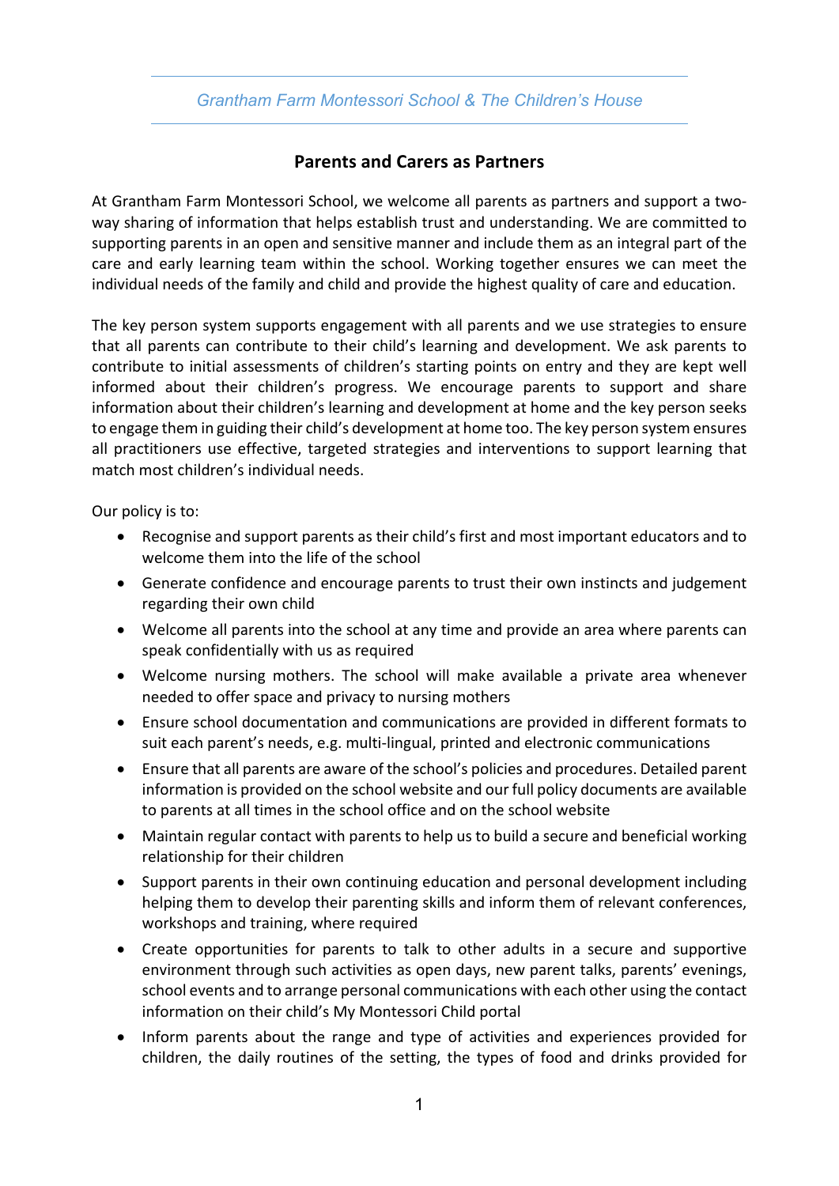## Parents and Carers as Partners

At Grantham Farm Montessori School, we welcome all parents as partners and support a two-way sharing of information that helps establish trust and understanding. We are committed to supporting parents in an open and sensitive manner and include them as an integral part of the care and early learning team within the school. Working together ensures we can meet the individual needs of the family and child and provide the highest quality of care and education.

The key person system supports engagement with all parents and we use strategies to ensure that all parents can contribute to their child's learning and development. We ask parents to contribute to initial assessments of children's starting points on entry and they are kept well informed about their children's progress. We encourage parents to support and share information about their children's learning and development at home and the key person seeks to engage them in guiding their child's development at home too. The key person system ensures all practitioners use effective, targeted strategies and interventions to support learning that match most children's individual needs.

Our policy is to:

- Recognise and support parents as their child's first and most important educators and to welcome them into the life of the school
- Generate confidence and encourage parents to trust their own instincts and judgement regarding their own child
- Welcome all parents into the school at any time and provide an area where parents can speak confidentially with us as required
- Welcome nursing mothers. The school will make available a private area whenever needed to offer space and privacy to nursing mothers
- Ensure school documentation and communications are provided in different formats to suit each parent's needs, e.g. multi-lingual, printed and electronic communications
- Ensure that all parents are aware of the school's policies and procedures. Detailed parent information is provided on the school website and our full policy documents are available to parents at all times in the school office and on the school website
- Maintain regular contact with parents to help us to build a secure and beneficial working relationship for their children
- Support parents in their own continuing education and personal development including helping them to develop their parenting skills and inform them of relevant conferences, workshops and training, where required
- Create opportunities for parents to talk to other adults in a secure and supportive environment through such activities as open days, new parent talks, parents' evenings, school events and to arrange personal communications with each other using the contact information on their child's My Montessori Child portal
- Inform parents about the range and type of activities and experiences provided for children, the daily routines of the setting, the types of food and drinks provided for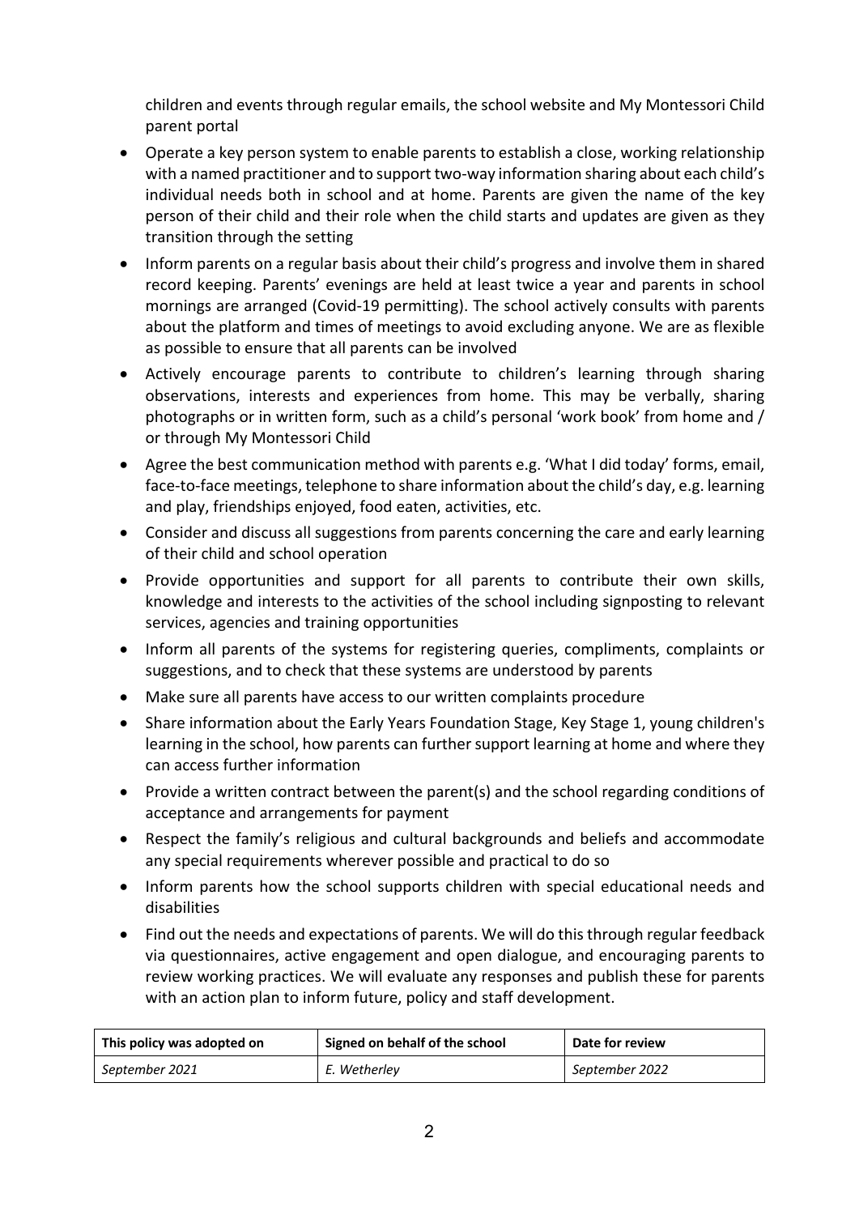children and events through regular emails, the school website and My Montessori Child parent portal

- Operate a key person system to enable parents to establish a close, working relationship with a named practitioner and to support two-way information sharing about each child's individual needs both in school and at home. Parents are given the name of the key person of their child and their role when the child starts and updates are given as they transition through the setting
- Inform parents on a regular basis about their child's progress and involve them in shared record keeping. Parents' evenings are held at least twice a year and parents in school mornings are arranged (Covid-19 permitting). The school actively consults with parents about the platform and times of meetings to avoid excluding anyone. We are as flexible as possible to ensure that all parents can be involved
- Actively encourage parents to contribute to children's learning through sharing observations, interests and experiences from home. This may be verbally, sharing photographs or in written form, such as a child's personal 'work book' from home and / or through My Montessori Child
- Agree the best communication method with parents e.g. 'What I did today' forms, email, face-to-face meetings, telephone to share information about the child's day, e.g. learning and play, friendships enjoyed, food eaten, activities, etc.
- Consider and discuss all suggestions from parents concerning the care and early learning of their child and school operation
- Provide opportunities and support for all parents to contribute their own skills, knowledge and interests to the activities of the school including signposting to relevant services, agencies and training opportunities
- Inform all parents of the systems for registering queries, compliments, complaints or suggestions, and to check that these systems are understood by parents
- Make sure all parents have access to our written complaints procedure
- Share information about the Early Years Foundation Stage, Key Stage 1, young children's learning in the school, how parents can further support learning at home and where they can access further information
- Provide a written contract between the parent(s) and the school regarding conditions of acceptance and arrangements for payment
- Respect the family's religious and cultural backgrounds and beliefs and accommodate any special requirements wherever possible and practical to do so
- Inform parents how the school supports children with special educational needs and disabilities
- Find out the needs and expectations of parents. We will do this through regular feedback via questionnaires, active engagement and open dialogue, and encouraging parents to review working practices. We will evaluate any responses and publish these for parents with an action plan to inform future, policy and staff development.

| This policy was adopted on | Signed on behalf of the school | Date for review |
| --- | --- | --- |
| *September 2021* | *E. Wetherley* | *September 2022* |